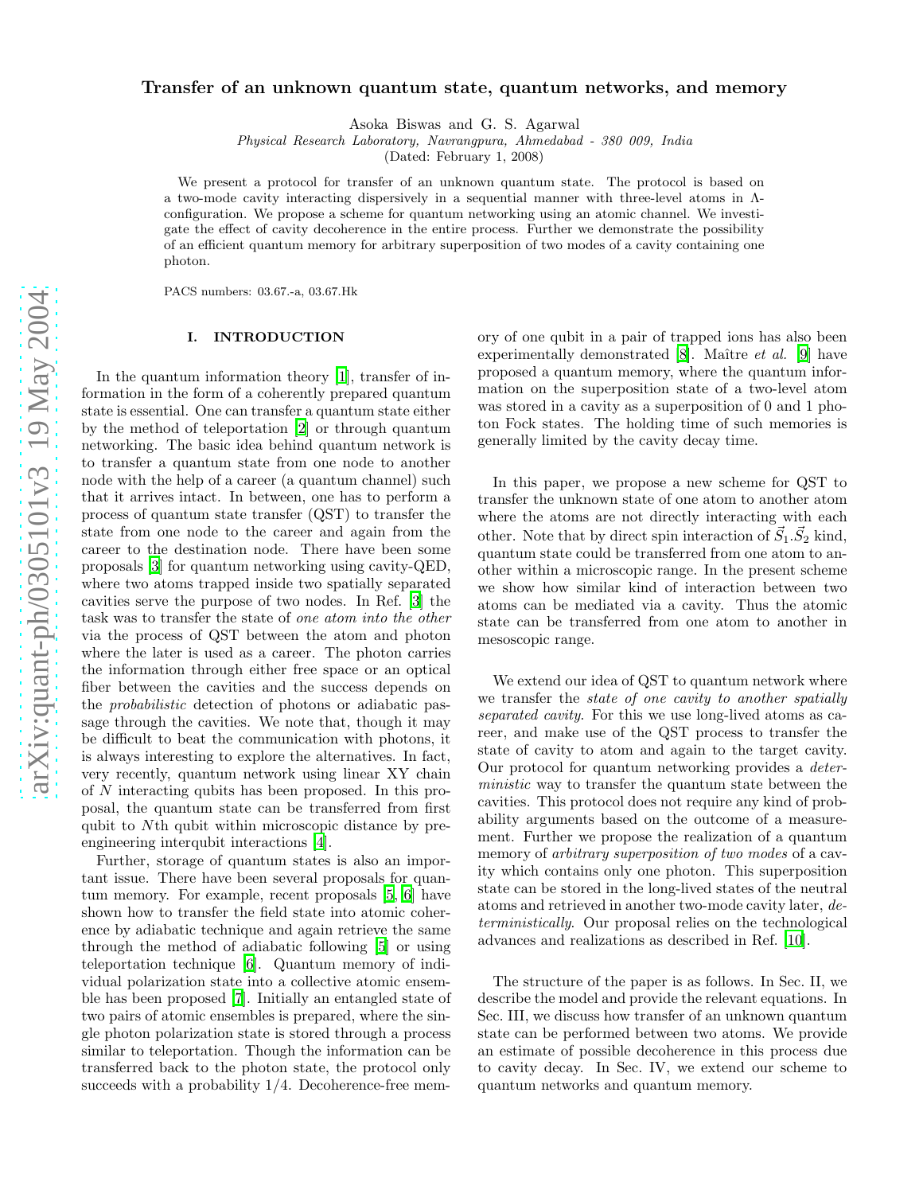# Transfer of an unknown quantum state, quantum networks, and memory

Asoka Biswas and G. S. Agarwal

*Physical Research Laboratory, Navrangpura, Ahmedabad - 380 009, India*

(Dated: February 1, 2008)

We present a protocol for transfer of an unknown quantum state. The protocol is based on a two-mode cavity interacting dispersively in a sequential manner with three-level atoms in $\Lambda$-configuration. We propose a scheme for quantum networking using an atomic channel. We investigate the effect of cavity decoherence in the entire process. Further we demonstrate the possibility of an efficient quantum memory for arbitrary superposition of two modes of a cavity containing one photon.

PACS numbers: 03.67.-a, 03.67.Hk

## I. INTRODUCTION

In the quantum information theory [1], transfer of information in the form of a coherently prepared quantum state is essential. One can transfer a quantum state either by the method of teleportation [2] or through quantum networking. The basic idea behind quantum network is to transfer a quantum state from one node to another node with the help of a career (a quantum channel) such that it arrives intact. In between, one has to perform a process of quantum state transfer (QST) to transfer the state from one node to the career and again from the career to the destination node. There have been some proposals [3] for quantum networking using cavity-QED, where two atoms trapped inside two spatially separated cavities serve the purpose of two nodes. In Ref. [3] the task was to transfer the state of *one atom into the other* via the process of QST between the atom and photon where the later is used as a career. The photon carries the information through either free space or an optical fiber between the cavities and the success depends on the *probabilistic* detection of photons or adiabatic passage through the cavities. We note that, though it may be difficult to beat the communication with photons, it is always interesting to explore the alternatives. In fact, very recently, quantum network using linear XY chain of $N$ interacting qubits has been proposed. In this proposal, the quantum state can be transferred from first qubit to $N$th qubit within microscopic distance by pre-engineering interqubit interactions [4].

Further, storage of quantum states is also an important issue. There have been several proposals for quantum memory. For example, recent proposals [5, 6] have shown how to transfer the field state into atomic coherence by adiabatic technique and again retrieve the same through the method of adiabatic following [5] or using teleportation technique [6]. Quantum memory of individual polarization state into a collective atomic ensemble has been proposed [7]. Initially an entangled state of two pairs of atomic ensembles is prepared, where the single photon polarization state is stored through a process similar to teleportation. Though the information can be transferred back to the photon state, the protocol only succeeds with a probability 1/4. Decoherence-free memory of one qubit in a pair of trapped ions has also been experimentally demonstrated [8]. Maître *et al.* [9] have proposed a quantum memory, where the quantum information on the superposition state of a two-level atom was stored in a cavity as a superposition of 0 and 1 photon Fock states. The holding time of such memories is generally limited by the cavity decay time.

In this paper, we propose a new scheme for QST to transfer the unknown state of one atom to another atom where the atoms are not directly interacting with each other. Note that by direct spin interaction of $\vec{S}_1.\vec{S}_2$ kind, quantum state could be transferred from one atom to another within a microscopic range. In the present scheme we show how similar kind of interaction between two atoms can be mediated via a cavity. Thus the atomic state can be transferred from one atom to another in mesoscopic range.

We extend our idea of QST to quantum network where we transfer the *state of one cavity to another spatially separated cavity*. For this we use long-lived atoms as career, and make use of the QST process to transfer the state of cavity to atom and again to the target cavity. Our protocol for quantum networking provides a *deterministic* way to transfer the quantum state between the cavities. This protocol does not require any kind of probability arguments based on the outcome of a measurement. Further we propose the realization of a quantum memory of *arbitrary superposition of two modes* of a cavity which contains only one photon. This superposition state can be stored in the long-lived states of the neutral atoms and retrieved in another two-mode cavity later, *deterministically*. Our proposal relies on the technological advances and realizations as described in Ref. [10].

The structure of the paper is as follows. In Sec. II, we describe the model and provide the relevant equations. In Sec. III, we discuss how transfer of an unknown quantum state can be performed between two atoms. We provide an estimate of possible decoherence in this process due to cavity decay. In Sec. IV, we extend our scheme to quantum networks and quantum memory.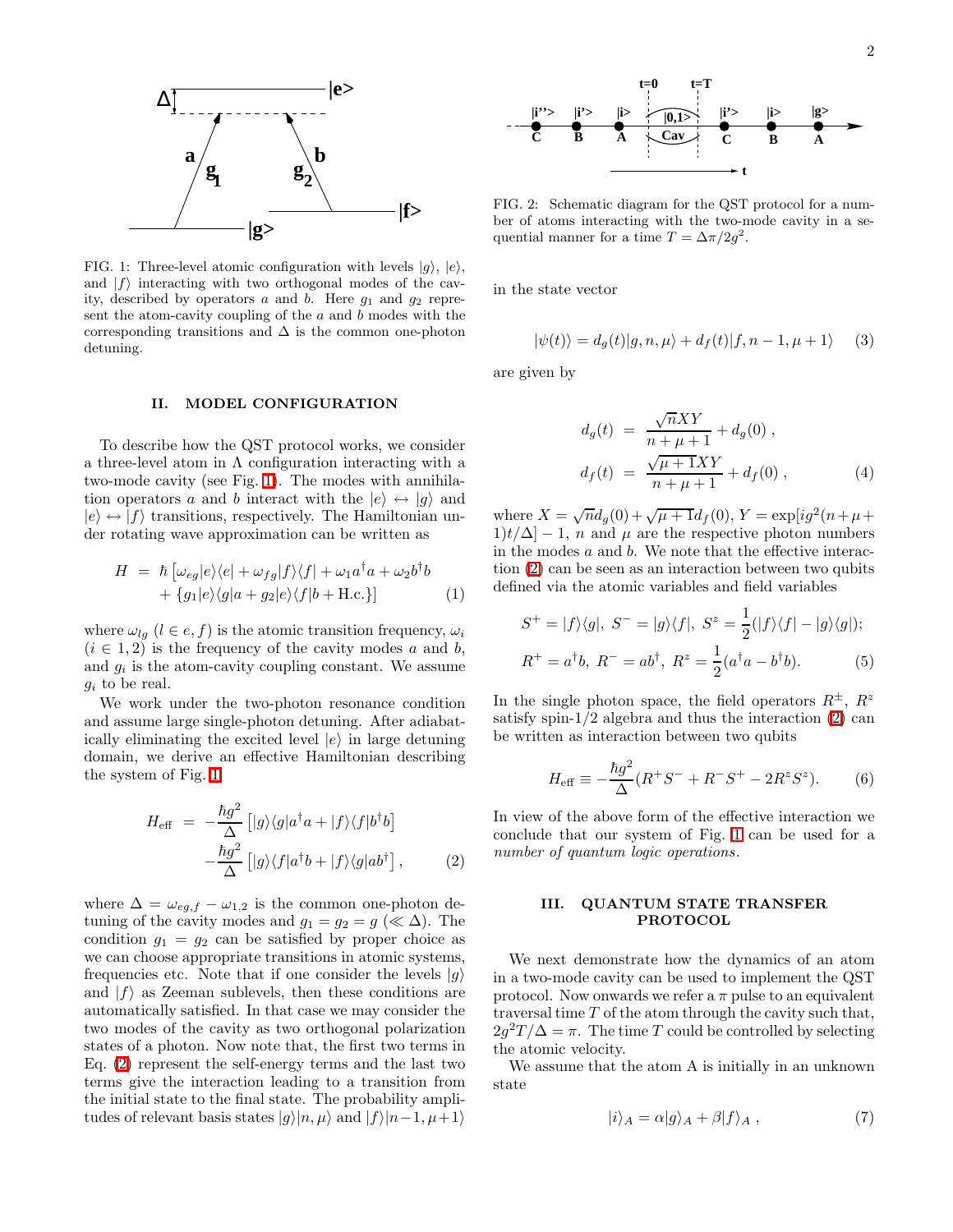FIG. 1: Three-level atomic configuration with levels $|g\rangle$, $|e\rangle$, and $|f\rangle$ interacting with two orthogonal modes of the cavity, described by operators $a$ and $b$. Here $g_1$ and $g_2$ represent the atom-cavity coupling of the $a$ and $b$ modes with the corresponding transitions and $\Delta$ is the common one-photon detuning.

## II. MODEL CONFIGURATION

To describe how the QST protocol works, we consider a three-level atom in $\Lambda$ configuration interacting with a two-mode cavity (see Fig. 1). The modes with annihilation operators $a$ and $b$ interact with the $|e\rangle \leftrightarrow |g\rangle$ and $|e\rangle \leftrightarrow |f\rangle$ transitions, respectively. The Hamiltonian under rotating wave approximation can be written as

$$
\begin{aligned}
H &= \hbar\left[\omega_{eg}|e\rangle\langle e| + \omega_{fg}|f\rangle\langle f| + \omega_1 a^\dagger a + \omega_2 b^\dagger b\right. \\
&\quad \left.+ \{g_1|e\rangle\langle g|a + g_2|e\rangle\langle f|b + \text{H.c.}\}\right]
\end{aligned} \tag{1}
$$

where $\omega_{lg}$ ($l \in e, f$) is the atomic transition frequency, $\omega_i$ ($i \in 1, 2$) is the frequency of the cavity modes $a$ and $b$, and $g_i$ is the atom-cavity coupling constant. We assume $g_i$ to be real.

We work under the two-photon resonance condition and assume large single-photon detuning. After adiabatically eliminating the excited level $|e\rangle$ in large detuning domain, we derive an effective Hamiltonian describing the system of Fig. 1

$$
\begin{aligned}
H_{\text{eff}} &= -\frac{\hbar g^2}{\Delta}\left[|g\rangle\langle g|a^\dagger a + |f\rangle\langle f|b^\dagger b\right] \\
&\quad -\frac{\hbar g^2}{\Delta}\left[|g\rangle\langle f|a^\dagger b + |f\rangle\langle g|ab^\dagger\right],
\end{aligned} \tag{2}
$$

where $\Delta = \omega_{eg,f} - \omega_{1,2}$ is the common one-photon detuning of the cavity modes and $g_1 = g_2 = g$ ($\ll \Delta$). The condition $g_1 = g_2$ can be satisfied by proper choice as we can choose appropriate transitions in atomic systems, frequencies etc. Note that if one consider the levels $|g\rangle$ and $|f\rangle$ as Zeeman sublevels, then these conditions are automatically satisfied. In that case we may consider the two modes of the cavity as two orthogonal polarization states of a photon. Now note that, the first two terms in Eq. (2) represent the self-energy terms and the last two terms give the interaction leading to a transition from the initial state to the final state. The probability amplitudes of relevant basis states $|g\rangle|n, \mu\rangle$ and $|f\rangle|n-1, \mu+1\rangle$ in the state vector

$$
|\psi(t)\rangle = d_g(t)|g, n, \mu\rangle + d_f(t)|f, n-1, \mu+1\rangle \tag{3}
$$

are given by

$$
\begin{aligned}
d_g(t) &= \frac{\sqrt{n}XY}{n+\mu+1} + d_g(0)\,, \\
d_f(t) &= \frac{\sqrt{\mu+1}XY}{n+\mu+1} + d_f(0)\,,
\end{aligned} \tag{4}
$$

where $X = \sqrt{n}d_g(0) + \sqrt{\mu+1}d_f(0)$, $Y = \exp[ig^2(n+\mu+1)t/\Delta] - 1$, $n$ and $\mu$ are the respective photon numbers in the modes $a$ and $b$. We note that the effective interaction (2) can be seen as an interaction between two qubits defined via the atomic variables and field variables

$$
\begin{aligned}
S^+ &= |f\rangle\langle g|,\ S^- = |g\rangle\langle f|,\ S^z = \frac{1}{2}(|f\rangle\langle f| - |g\rangle\langle g|); \\
R^+ &= a^\dagger b,\ R^- = ab^\dagger,\ R^z = \frac{1}{2}(a^\dagger a - b^\dagger b).
\end{aligned} \tag{5}
$$

In the single photon space, the field operators $R^\pm$, $R^z$ satisfy spin-1/2 algebra and thus the interaction (2) can be written as interaction between two qubits

$$
H_{\text{eff}} \equiv -\frac{\hbar g^2}{\Delta}(R^+S^- + R^-S^+ - 2R^zS^z). \tag{6}
$$

In view of the above form of the effective interaction we conclude that our system of Fig. 1 can be used for a *number of quantum logic operations*.

FIG. 2: Schematic diagram for the QST protocol for a number of atoms interacting with the two-mode cavity in a sequential manner for a time $T = \Delta\pi/2g^2$.

## III. QUANTUM STATE TRANSFER PROTOCOL

We next demonstrate how the dynamics of an atom in a two-mode cavity can be used to implement the QST protocol. Now onwards we refer a $\pi$ pulse to an equivalent traversal time $T$ of the atom through the cavity such that, $2g^2T/\Delta = \pi$. The time $T$ could be controlled by selecting the atomic velocity.

We assume that the atom A is initially in an unknown state

$$
|i\rangle_A = \alpha|g\rangle_A + \beta|f\rangle_A\,, \tag{7}
$$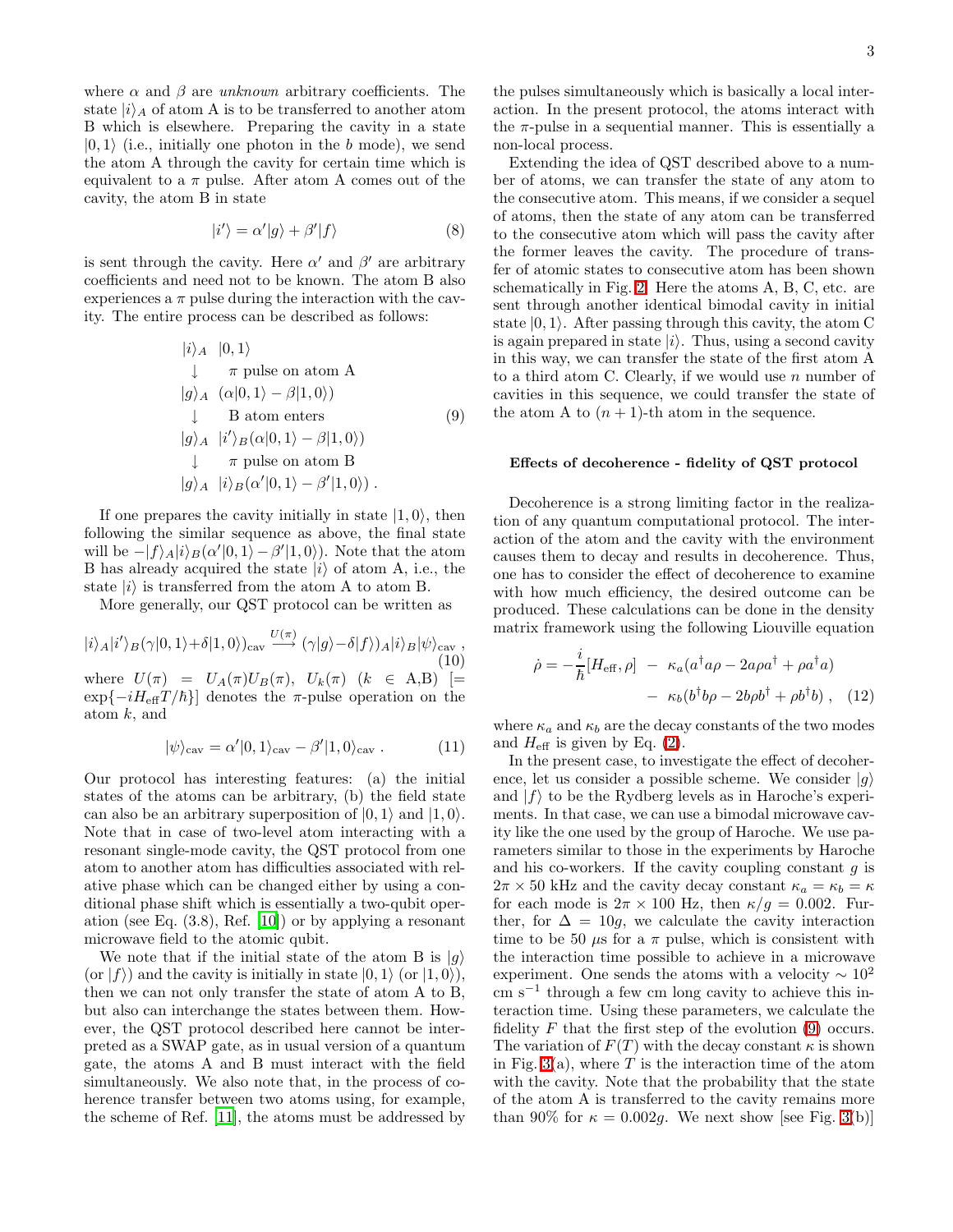where $\alpha$ and $\beta$ are *unknown* arbitrary coefficients. The state $|i\rangle_A$ of atom A is to be transferred to another atom B which is elsewhere. Preparing the cavity in a state $|0,1\rangle$ (i.e., initially one photon in the $b$ mode), we send the atom A through the cavity for certain time which is equivalent to a $\pi$ pulse. After atom A comes out of the cavity, the atom B in state

$$|i'\rangle = \alpha'|g\rangle + \beta'|f\rangle \tag{8}$$

is sent through the cavity. Here $\alpha'$ and $\beta'$ are arbitrary coefficients and need not to be known. The atom B also experiences a $\pi$ pulse during the interaction with the cavity. The entire process can be described as follows:

$$\begin{array}{ll}
|i\rangle_A & |0,1\rangle \\
\downarrow & \pi \text{ pulse on atom A} \\
|g\rangle_A & (\alpha|0,1\rangle - \beta|1,0\rangle) \\
\downarrow & \text{B atom enters} \\
|g\rangle_A & |i'\rangle_B(\alpha|0,1\rangle - \beta|1,0\rangle) \\
\downarrow & \pi \text{ pulse on atom B} \\
|g\rangle_A & |i\rangle_B(\alpha'|0,1\rangle - \beta'|1,0\rangle) \; .
\end{array} \tag{9}$$

If one prepares the cavity initially in state $|1,0\rangle$, then following the similar sequence as above, the final state will be $-|f\rangle_A|i\rangle_B(\alpha'|0,1\rangle - \beta'|1,0\rangle)$. Note that the atom B has already acquired the state $|i\rangle$ of atom A, i.e., the state $|i\rangle$ is transferred from the atom A to atom B.

More generally, our QST protocol can be written as

$$|i\rangle_A|i'\rangle_B(\gamma|0,1\rangle+\delta|1,0\rangle)_{\rm cav} \xrightarrow{U(\pi)} (\gamma|g\rangle-\delta|f\rangle)_A|i\rangle_B|\psi\rangle_{\rm cav} \; , \tag{10}$$

where $U(\pi) = U_A(\pi)U_B(\pi)$, $U_k(\pi)$ ($k \in$ A,B) $[= \exp\{-iH_{\rm eff}T/\hbar\}]$ denotes the $\pi$-pulse operation on the atom $k$, and

$$|\psi\rangle_{\rm cav} = \alpha'|0,1\rangle_{\rm cav} - \beta'|1,0\rangle_{\rm cav} \; . \tag{11}$$

Our protocol has interesting features: (a) the initial states of the atoms can be arbitrary, (b) the field state can also be an arbitrary superposition of $|0,1\rangle$ and $|1,0\rangle$. Note that in case of two-level atom interacting with a resonant single-mode cavity, the QST protocol from one atom to another atom has difficulties associated with relative phase which can be changed either by using a conditional phase shift which is essentially a two-qubit operation (see Eq. (3.8), Ref. [10]) or by applying a resonant microwave field to the atomic qubit.

We note that if the initial state of the atom B is $|g\rangle$ (or $|f\rangle$) and the cavity is initially in state $|0,1\rangle$ (or $|1,0\rangle$), then we can not only transfer the state of atom A to B, but also can interchange the states between them. However, the QST protocol described here cannot be interpreted as a SWAP gate, as in usual version of a quantum gate, the atoms A and B must interact with the field simultaneously. We also note that, in the process of coherence transfer between two atoms using, for example, the scheme of Ref. [11], the atoms must be addressed by the pulses simultaneously which is basically a local interaction. In the present protocol, the atoms interact with the $\pi$-pulse in a sequential manner. This is essentially a non-local process.

Extending the idea of QST described above to a number of atoms, we can transfer the state of any atom to the consecutive atom. This means, if we consider a sequel of atoms, then the state of any atom can be transferred to the consecutive atom which will pass the cavity after the former leaves the cavity. The procedure of transfer of atomic states to consecutive atom has been shown schematically in Fig. 2. Here the atoms A, B, C, etc. are sent through another identical bimodal cavity in initial state $|0,1\rangle$. After passing through this cavity, the atom C is again prepared in state $|i\rangle$. Thus, using a second cavity in this way, we can transfer the state of the first atom A to a third atom C. Clearly, if we would use $n$ number of cavities in this sequence, we could transfer the state of the atom A to $(n+1)$-th atom in the sequence.

**Effects of decoherence - fidelity of QST protocol**

Decoherence is a strong limiting factor in the realization of any quantum computational protocol. The interaction of the atom and the cavity with the environment causes them to decay and results in decoherence. Thus, one has to consider the effect of decoherence to examine with how much efficiency, the desired outcome can be produced. These calculations can be done in the density matrix framework using the following Liouville equation

$$\dot{\rho} = -\frac{i}{\hbar}[H_{\rm eff},\rho] \; - \; \kappa_a(a^\dagger a\rho - 2a\rho a^\dagger + \rho a^\dagger a) \\ - \; \kappa_b(b^\dagger b\rho - 2b\rho b^\dagger + \rho b^\dagger b) \; , \tag{12}$$

where $\kappa_a$ and $\kappa_b$ are the decay constants of the two modes and $H_{\rm eff}$ is given by Eq. (2).

In the present case, to investigate the effect of decoherence, let us consider a possible scheme. We consider $|g\rangle$ and $|f\rangle$ to be the Rydberg levels as in Haroche's experiments. In that case, we can use a bimodal microwave cavity like the one used by the group of Haroche. We use parameters similar to those in the experiments by Haroche and his co-workers. If the cavity coupling constant $g$ is $2\pi \times 50$ kHz and the cavity decay constant $\kappa_a = \kappa_b = \kappa$ for each mode is $2\pi \times 100$ Hz, then $\kappa/g = 0.002$. Further, for $\Delta = 10g$, we calculate the cavity interaction time to be 50 $\mu$s for a $\pi$ pulse, which is consistent with the interaction time possible to achieve in a microwave experiment. One sends the atoms with a velocity $\sim 10^2$ cm s$^{-1}$ through a few cm long cavity to achieve this interaction time. Using these parameters, we calculate the fidelity $F$ that the first step of the evolution (9) occurs. The variation of $F(T)$ with the decay constant $\kappa$ is shown in Fig. 3(a), where $T$ is the interaction time of the atom with the cavity. Note that the probability that the state of the atom A is transferred to the cavity remains more than 90% for $\kappa = 0.002g$. We next show [see Fig. 3(b)]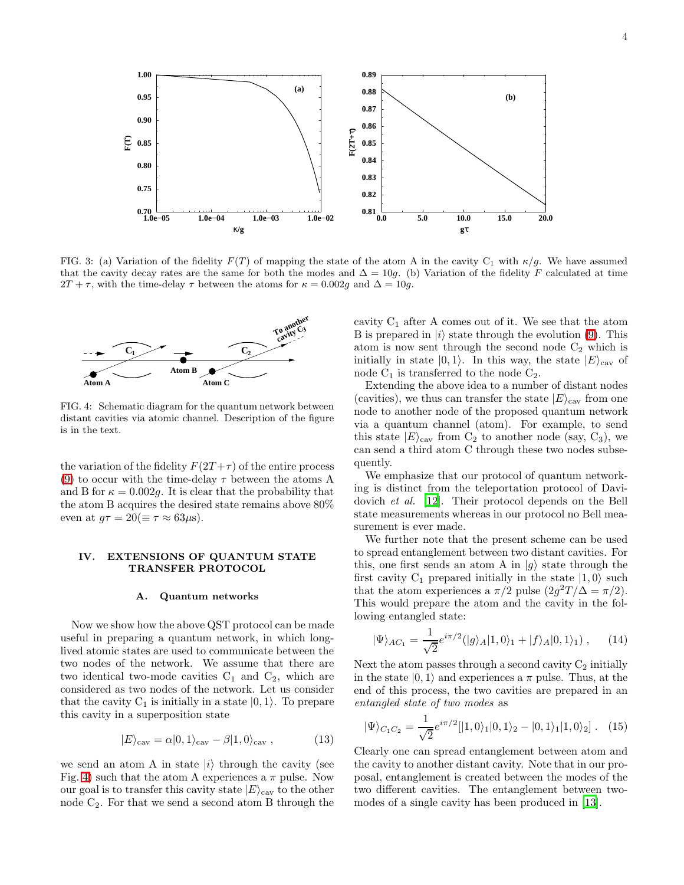FIG. 3: (a) Variation of the fidelity $F(T)$ of mapping the state of the atom A in the cavity $C_1$ with $\kappa/g$. We have assumed that the cavity decay rates are the same for both the modes and $\Delta = 10g$. (b) Variation of the fidelity $F$ calculated at time $2T + \tau$, with the time-delay $\tau$ between the atoms for $\kappa = 0.002g$ and $\Delta = 10g$.

FIG. 4: Schematic diagram for the quantum network between distant cavities via atomic channel. Description of the figure is in the text.

the variation of the fidelity $F(2T+\tau)$ of the entire process (9) to occur with the time-delay $\tau$ between the atoms A and B for $\kappa = 0.002g$. It is clear that the probability that the atom B acquires the desired state remains above 80% even at $g\tau = 20 (\equiv \tau \approx 63\mu s)$.

## IV. EXTENSIONS OF QUANTUM STATE TRANSFER PROTOCOL

### A. Quantum networks

Now we show how the above QST protocol can be made useful in preparing a quantum network, in which long-lived atomic states are used to communicate between the two nodes of the network. We assume that there are two identical two-mode cavities $C_1$ and $C_2$, which are considered as two nodes of the network. Let us consider that the cavity $C_1$ is initially in a state $|0,1\rangle$. To prepare this cavity in a superposition state

$$|E\rangle_{\rm cav} = \alpha|0,1\rangle_{\rm cav} - \beta|1,0\rangle_{\rm cav} , \tag{13}$$

we send an atom A in state $|i\rangle$ through the cavity (see Fig. 4) such that the atom A experiences a $\pi$ pulse. Now our goal is to transfer this cavity state $|E\rangle_{\rm cav}$ to the other node $C_2$. For that we send a second atom B through the cavity $C_1$ after A comes out of it. We see that the atom B is prepared in $|i\rangle$ state through the evolution (9). This atom is now sent through the second node $C_2$ which is initially in state $|0,1\rangle$. In this way, the state $|E\rangle_{\rm cav}$ of node $C_1$ is transferred to the node $C_2$.

Extending the above idea to a number of distant nodes (cavities), we thus can transfer the state $|E\rangle_{\rm cav}$ from one node to another node of the proposed quantum network via a quantum channel (atom). For example, to send this state $|E\rangle_{\rm cav}$ from $C_2$ to another node (say, $C_3$), we can send a third atom C through these two nodes subsequently.

We emphasize that our protocol of quantum networking is distinct from the teleportation protocol of Davidovich *et al.* [12]. Their protocol depends on the Bell state measurements whereas in our protocol no Bell measurement is ever made.

We further note that the present scheme can be used to spread entanglement between two distant cavities. For this, one first sends an atom A in $|g\rangle$ state through the first cavity $C_1$ prepared initially in the state $|1,0\rangle$ such that the atom experiences a $\pi/2$ pulse $(2g^2T/\Delta = \pi/2)$. This would prepare the atom and the cavity in the following entangled state:

$$|\Psi\rangle_{AC_1} = \frac{1}{\sqrt{2}}e^{i\pi/2}(|g\rangle_A|1,0\rangle_1 + |f\rangle_A|0,1\rangle_1) , \tag{14}$$

Next the atom passes through a second cavity $C_2$ initially in the state $|0,1\rangle$ and experiences a $\pi$ pulse. Thus, at the end of this process, the two cavities are prepared in an *entangled state of two modes* as

$$|\Psi\rangle_{C_1C_2} = \frac{1}{\sqrt{2}}e^{i\pi/2}[|1,0\rangle_1|0,1\rangle_2 - |0,1\rangle_1|1,0\rangle_2] . \tag{15}$$

Clearly one can spread entanglement between atom and the cavity to another distant cavity. Note that in our proposal, entanglement is created between the modes of the two different cavities. The entanglement between two-modes of a single cavity has been produced in [13].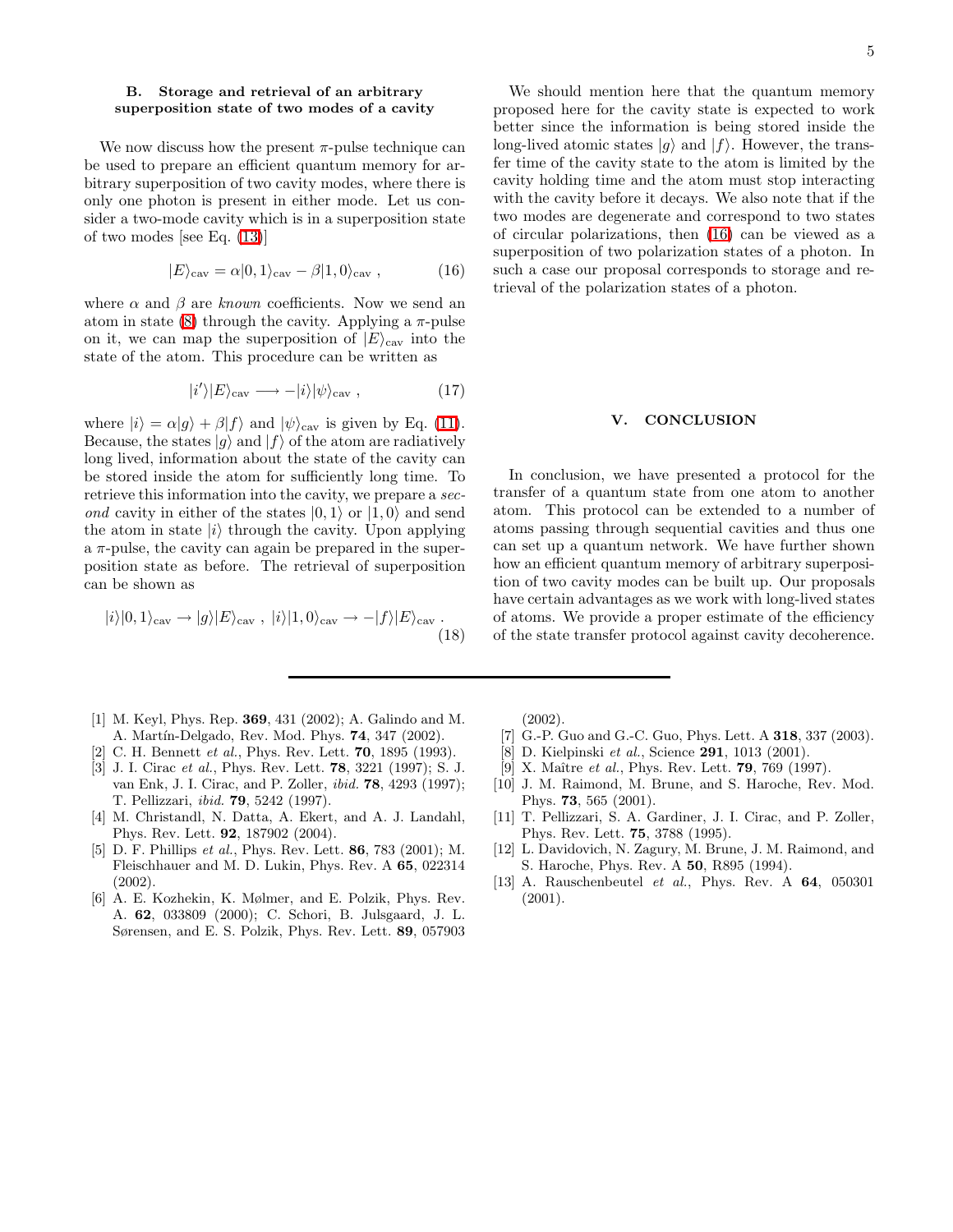### B. Storage and retrieval of an arbitrary superposition state of two modes of a cavity

We now discuss how the present $\pi$-pulse technique can be used to prepare an efficient quantum memory for arbitrary superposition of two cavity modes, where there is only one photon is present in either mode. Let us consider a two-mode cavity which is in a superposition state of two modes [see Eq. (13)]

$$|E\rangle_{\rm cav} = \alpha|0,1\rangle_{\rm cav} - \beta|1,0\rangle_{\rm cav}\ , \tag{16}$$

where $\alpha$ and $\beta$ are *known* coefficients. Now we send an atom in state (8) through the cavity. Applying a $\pi$-pulse on it, we can map the superposition of $|E\rangle_{\rm cav}$ into the state of the atom. This procedure can be written as

$$|i'\rangle|E\rangle_{\rm cav} \longrightarrow -|i\rangle|\psi\rangle_{\rm cav}\ , \tag{17}$$

where $|i\rangle = \alpha|g\rangle + \beta|f\rangle$ and $|\psi\rangle_{\rm cav}$ is given by Eq. (11). Because, the states $|g\rangle$ and $|f\rangle$ of the atom are radiatively long lived, information about the state of the cavity can be stored inside the atom for sufficiently long time. To retrieve this information into the cavity, we prepare a *second* cavity in either of the states $|0,1\rangle$ or $|1,0\rangle$ and send the atom in state $|i\rangle$ through the cavity. Upon applying a $\pi$-pulse, the cavity can again be prepared in the superposition state as before. The retrieval of superposition can be shown as

$$|i\rangle|0,1\rangle_{\rm cav} \to |g\rangle|E\rangle_{\rm cav}\ ,\ |i\rangle|1,0\rangle_{\rm cav} \to -|f\rangle|E\rangle_{\rm cav}\ . \tag{18}$$

We should mention here that the quantum memory proposed here for the cavity state is expected to work better since the information is being stored inside the long-lived atomic states $|g\rangle$ and $|f\rangle$. However, the transfer time of the cavity state to the atom is limited by the cavity holding time and the atom must stop interacting with the cavity before it decays. We also note that if the two modes are degenerate and correspond to two states of circular polarizations, then (16) can be viewed as a superposition of two polarization states of a photon. In such a case our proposal corresponds to storage and retrieval of the polarization states of a photon.

## V. CONCLUSION

In conclusion, we have presented a protocol for the transfer of a quantum state from one atom to another atom. This protocol can be extended to a number of atoms passing through sequential cavities and thus one can set up a quantum network. We have further shown how an efficient quantum memory of arbitrary superposition of two cavity modes can be built up. Our proposals have certain advantages as we work with long-lived states of atoms. We provide a proper estimate of the efficiency of the state transfer protocol against cavity decoherence.

---

[1] M. Keyl, Phys. Rep. **369**, 431 (2002); A. Galindo and M. A. Martín-Delgado, Rev. Mod. Phys. **74**, 347 (2002).

[2] C. H. Bennett *et al.*, Phys. Rev. Lett. **70**, 1895 (1993).

[3] J. I. Cirac *et al.*, Phys. Rev. Lett. **78**, 3221 (1997); S. J. van Enk, J. I. Cirac, and P. Zoller, *ibid.* **78**, 4293 (1997); T. Pellizzari, *ibid.* **79**, 5242 (1997).

[4] M. Christandl, N. Datta, A. Ekert, and A. J. Landahl, Phys. Rev. Lett. **92**, 187902 (2004).

[5] D. F. Phillips *et al.*, Phys. Rev. Lett. **86**, 783 (2001); M. Fleischhauer and M. D. Lukin, Phys. Rev. A **65**, 022314 (2002).

[6] A. E. Kozhekin, K. Mølmer, and E. Polzik, Phys. Rev. A. **62**, 033809 (2000); C. Schori, B. Julsgaard, J. L. Sørensen, and E. S. Polzik, Phys. Rev. Lett. **89**, 057903 (2002).

[7] G.-P. Guo and G.-C. Guo, Phys. Lett. A **318**, 337 (2003).

[8] D. Kielpinski *et al.*, Science **291**, 1013 (2001).

[9] X. Maître *et al.*, Phys. Rev. Lett. **79**, 769 (1997).

[10] J. M. Raimond, M. Brune, and S. Haroche, Rev. Mod. Phys. **73**, 565 (2001).

[11] T. Pellizzari, S. A. Gardiner, J. I. Cirac, and P. Zoller, Phys. Rev. Lett. **75**, 3788 (1995).

[12] L. Davidovich, N. Zagury, M. Brune, J. M. Raimond, and S. Haroche, Phys. Rev. A **50**, R895 (1994).

[13] A. Rauschenbeutel *et al.*, Phys. Rev. A **64**, 050301 (2001).